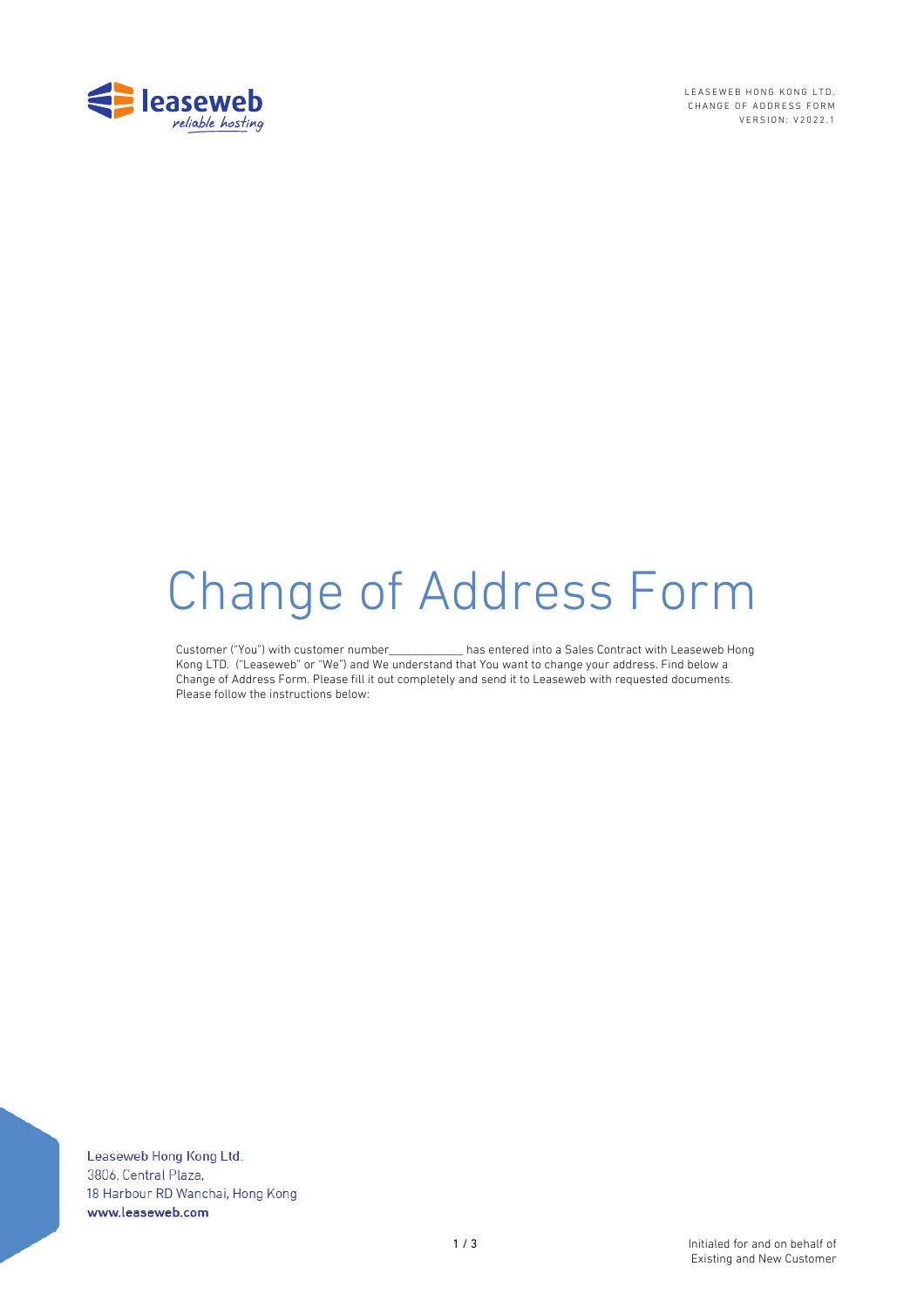# Change of Address Form

Customer ("You") with customer number____________ has entered into a Sales Contract with Leaseweb Hong Kong LTD. ("Leaseweb" or "We") and We understand that You want to change your address. Find below a Change of Address Form. Please fill it out completely and send it to Leaseweb with requested documents. Please follow the instructions below:

Leaseweb Hong Kong Ltd.
3806, Central Plaza,
18 Harbour RD Wanchai, Hong Kong
**www.leaseweb.com**

Initialed for and on behalf of
Existing and New Customer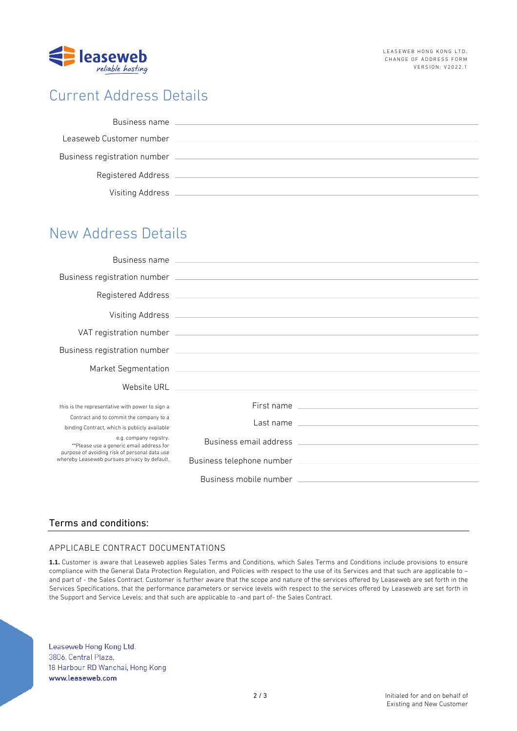## Current Address Details

Business name \_\_\_\_\_\_\_\_\_\_\_\_\_\_\_\_\_\_\_\_\_\_\_\_\_\_\_\_\_\_\_\_\_\_\_\_\_\_\_\_\_\_\_\_\_\_\_\_\_\_\_\_\_\_\_\_\_\_\_\_\_\_\_\_

Leaseweb Customer number \_\_\_\_\_\_\_\_\_\_\_\_\_\_\_\_\_\_\_\_\_\_\_\_\_\_\_\_\_\_\_\_\_\_\_\_\_\_\_\_\_\_\_\_\_\_\_\_\_\_\_\_\_\_\_\_\_\_\_\_\_\_\_\_

Business registration number \_\_\_\_\_\_\_\_\_\_\_\_\_\_\_\_\_\_\_\_\_\_\_\_\_\_\_\_\_\_\_\_\_\_\_\_\_\_\_\_\_\_\_\_\_\_\_\_\_\_\_\_\_\_\_\_\_\_\_\_\_\_\_\_

Registered Address \_\_\_\_\_\_\_\_\_\_\_\_\_\_\_\_\_\_\_\_\_\_\_\_\_\_\_\_\_\_\_\_\_\_\_\_\_\_\_\_\_\_\_\_\_\_\_\_\_\_\_\_\_\_\_\_\_\_\_\_\_\_\_\_

Visiting Address \_\_\_\_\_\_\_\_\_\_\_\_\_\_\_\_\_\_\_\_\_\_\_\_\_\_\_\_\_\_\_\_\_\_\_\_\_\_\_\_\_\_\_\_\_\_\_\_\_\_\_\_\_\_\_\_\_\_\_\_\_\_\_\_

## New Address Details

Business name \_\_\_\_\_\_\_\_\_\_\_\_\_\_\_\_\_\_\_\_\_\_\_\_\_\_\_\_\_\_\_\_\_\_\_\_\_\_\_\_\_\_\_\_\_\_\_\_\_\_\_\_\_\_\_\_\_\_\_\_\_\_\_\_

Business registration number \_\_\_\_\_\_\_\_\_\_\_\_\_\_\_\_\_\_\_\_\_\_\_\_\_\_\_\_\_\_\_\_\_\_\_\_\_\_\_\_\_\_\_\_\_\_\_\_\_\_\_\_\_\_\_\_\_\_\_\_\_\_\_\_

Registered Address \_\_\_\_\_\_\_\_\_\_\_\_\_\_\_\_\_\_\_\_\_\_\_\_\_\_\_\_\_\_\_\_\_\_\_\_\_\_\_\_\_\_\_\_\_\_\_\_\_\_\_\_\_\_\_\_\_\_\_\_\_\_\_\_

Visiting Address \_\_\_\_\_\_\_\_\_\_\_\_\_\_\_\_\_\_\_\_\_\_\_\_\_\_\_\_\_\_\_\_\_\_\_\_\_\_\_\_\_\_\_\_\_\_\_\_\_\_\_\_\_\_\_\_\_\_\_\_\_\_\_\_

VAT registration number \_\_\_\_\_\_\_\_\_\_\_\_\_\_\_\_\_\_\_\_\_\_\_\_\_\_\_\_\_\_\_\_\_\_\_\_\_\_\_\_\_\_\_\_\_\_\_\_\_\_\_\_\_\_\_\_\_\_\_\_\_\_\_\_

Business registration number \_\_\_\_\_\_\_\_\_\_\_\_\_\_\_\_\_\_\_\_\_\_\_\_\_\_\_\_\_\_\_\_\_\_\_\_\_\_\_\_\_\_\_\_\_\_\_\_\_\_\_\_\_\_\_\_\_\_\_\_\_\_\_\_

Market Segmentation \_\_\_\_\_\_\_\_\_\_\_\_\_\_\_\_\_\_\_\_\_\_\_\_\_\_\_\_\_\_\_\_\_\_\_\_\_\_\_\_\_\_\_\_\_\_\_\_\_\_\_\_\_\_\_\_\_\_\_\_\_\_\_\_

Website URL \_\_\_\_\_\_\_\_\_\_\_\_\_\_\_\_\_\_\_\_\_\_\_\_\_\_\_\_\_\_\_\_\_\_\_\_\_\_\_\_\_\_\_\_\_\_\_\_\_\_\_\_\_\_\_\_\_\_\_\_\_\_\_\_

this is the representative with power to sign a Contract and to commit the company to a binding Contract, which is publicly available e.g. company registry.
**Please use a generic email address for purpose of avoiding risk of personal data use whereby Leaseweb pursues privacy by default.

First name \_\_\_\_\_\_\_\_\_\_\_\_\_\_\_\_\_\_\_\_\_\_\_\_\_\_\_\_\_\_\_\_\_\_\_\_\_\_\_\_

Last name \_\_\_\_\_\_\_\_\_\_\_\_\_\_\_\_\_\_\_\_\_\_\_\_\_\_\_\_\_\_\_\_\_\_\_\_\_\_\_\_

Business email address \_\_\_\_\_\_\_\_\_\_\_\_\_\_\_\_\_\_\_\_\_\_\_\_\_\_\_\_\_\_\_\_\_\_\_\_\_\_\_\_

Business telephone number \_\_\_\_\_\_\_\_\_\_\_\_\_\_\_\_\_\_\_\_\_\_\_\_\_\_\_\_\_\_\_\_\_\_\_\_\_\_\_\_

Business mobile number \_\_\_\_\_\_\_\_\_\_\_\_\_\_\_\_\_\_\_\_\_\_\_\_\_\_\_\_\_\_\_\_\_\_\_\_\_\_\_\_

### Terms and conditions:

#### APPLICABLE CONTRACT DOCUMENTATIONS

**1.1.** Customer is aware that Leaseweb applies Sales Terms and Conditions, which Sales Terms and Conditions include provisions to ensure compliance with the General Data Protection Regulation, and Policies with respect to the use of its Services and that such are applicable to – and part of - the Sales Contract. Customer is further aware that the scope and nature of the services offered by Leaseweb are set forth in the Services Specifications, that the performance parameters or service levels with respect to the services offered by Leaseweb are set forth in the Support and Service Levels; and that such are applicable to -and part of- the Sales Contract.

Leaseweb Hong Kong Ltd.
3806, Central Plaza,
18 Harbour RD Wanchai, Hong Kong
**www.leaseweb.com**

Initialed for and on behalf of Existing and New Customer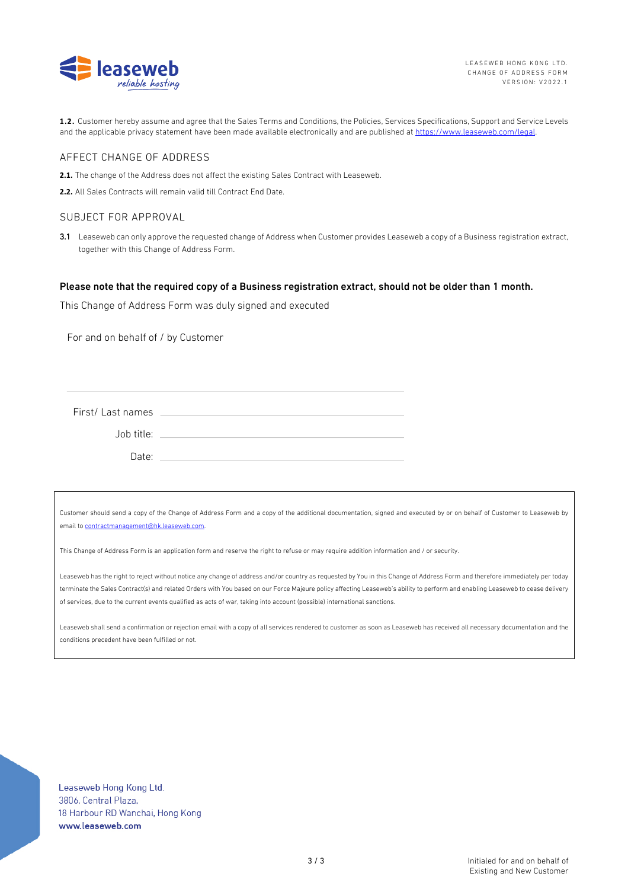**1.2.** Customer hereby assume and agree that the Sales Terms and Conditions, the Policies, Services Specifications, Support and Service Levels and the applicable privacy statement have been made available electronically and are published at https://www.leaseweb.com/legal.

## AFFECT CHANGE OF ADDRESS

**2.1.** The change of the Address does not affect the existing Sales Contract with Leaseweb.

**2.2.** All Sales Contracts will remain valid till Contract End Date.

## SUBJECT FOR APPROVAL

**3.1** Leaseweb can only approve the requested change of Address when Customer provides Leaseweb a copy of a Business registration extract, together with this Change of Address Form.

**Please note that the required copy of a Business registration extract, should not be older than 1 month.**

This Change of Address Form was duly signed and executed

For and on behalf of / by Customer

First/ Last names \_\_\_\_\_\_\_\_\_\_\_\_\_\_\_\_\_\_\_\_\_\_\_\_\_\_\_\_\_\_\_\_

Job title: \_\_\_\_\_\_\_\_\_\_\_\_\_\_\_\_\_\_\_\_\_\_\_\_\_\_\_\_\_\_\_\_

Date: \_\_\_\_\_\_\_\_\_\_\_\_\_\_\_\_\_\_\_\_\_\_\_\_\_\_\_\_\_\_\_\_

Customer should send a copy of the Change of Address Form and a copy of the additional documentation, signed and executed by or on behalf of Customer to Leaseweb by email to contractmanagement@hk.leaseweb.com.

This Change of Address Form is an application form and reserve the right to refuse or may require addition information and / or security.

Leaseweb has the right to reject without notice any change of address and/or country as requested by You in this Change of Address Form and therefore immediately per today terminate the Sales Contract(s) and related Orders with You based on our Force Majeure policy affecting Leaseweb's ability to perform and enabling Leaseweb to cease delivery of services, due to the current events qualified as acts of war, taking into account (possible) international sanctions.

Leaseweb shall send a confirmation or rejection email with a copy of all services rendered to customer as soon as Leaseweb has received all necessary documentation and the conditions precedent have been fulfilled or not.

Leaseweb Hong Kong Ltd.
3806, Central Plaza,
18 Harbour RD Wanchai, Hong Kong
**www.leaseweb.com**

Initialed for and on behalf of
Existing and New Customer